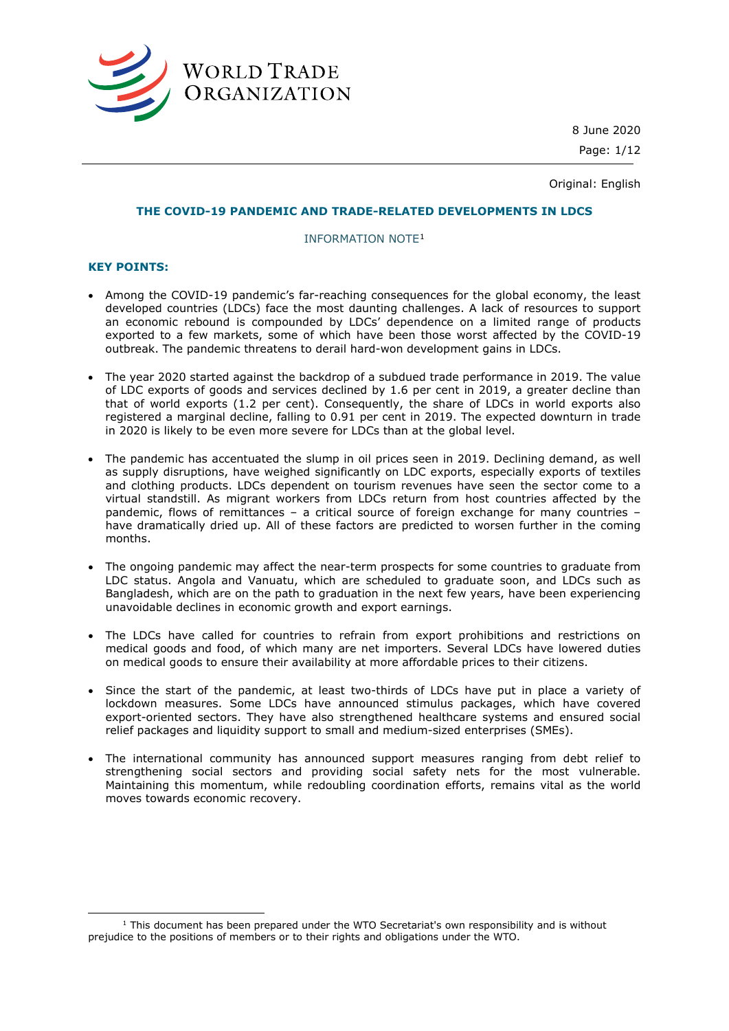WORLD TRADE ORGANIZATION

8 June 2020

Original: English

# THE COVID-19 PANDEMIC AND TRADE-RELATED DEVELOPMENTS IN LDCS

INFORMATION NOTE[1]

## KEY POINTS:

- Among the COVID-19 pandemic's far-reaching consequences for the global economy, the least developed countries (LDCs) face the most daunting challenges. A lack of resources to support an economic rebound is compounded by LDCs' dependence on a limited range of products exported to a few markets, some of which have been those worst affected by the COVID-19 outbreak. The pandemic threatens to derail hard-won development gains in LDCs.

- The year 2020 started against the backdrop of a subdued trade performance in 2019. The value of LDC exports of goods and services declined by 1.6 per cent in 2019, a greater decline than that of world exports (1.2 per cent). Consequently, the share of LDCs in world exports also registered a marginal decline, falling to 0.91 per cent in 2019. The expected downturn in trade in 2020 is likely to be even more severe for LDCs than at the global level.

- The pandemic has accentuated the slump in oil prices seen in 2019. Declining demand, as well as supply disruptions, have weighed significantly on LDC exports, especially exports of textiles and clothing products. LDCs dependent on tourism revenues have seen the sector come to a virtual standstill. As migrant workers from LDCs return from host countries affected by the pandemic, flows of remittances – a critical source of foreign exchange for many countries – have dramatically dried up. All of these factors are predicted to worsen further in the coming months.

- The ongoing pandemic may affect the near-term prospects for some countries to graduate from LDC status. Angola and Vanuatu, which are scheduled to graduate soon, and LDCs such as Bangladesh, which are on the path to graduation in the next few years, have been experiencing unavoidable declines in economic growth and export earnings.

- The LDCs have called for countries to refrain from export prohibitions and restrictions on medical goods and food, of which many are net importers. Several LDCs have lowered duties on medical goods to ensure their availability at more affordable prices to their citizens.

- Since the start of the pandemic, at least two-thirds of LDCs have put in place a variety of lockdown measures. Some LDCs have announced stimulus packages, which have covered export-oriented sectors. They have also strengthened healthcare systems and ensured social relief packages and liquidity support to small and medium-sized enterprises (SMEs).

- The international community has announced support measures ranging from debt relief to strengthening social sectors and providing social safety nets for the most vulnerable. Maintaining this momentum, while redoubling coordination efforts, remains vital as the world moves towards economic recovery.

---

[1] This document has been prepared under the WTO Secretariat's own responsibility and is without prejudice to the positions of members or to their rights and obligations under the WTO.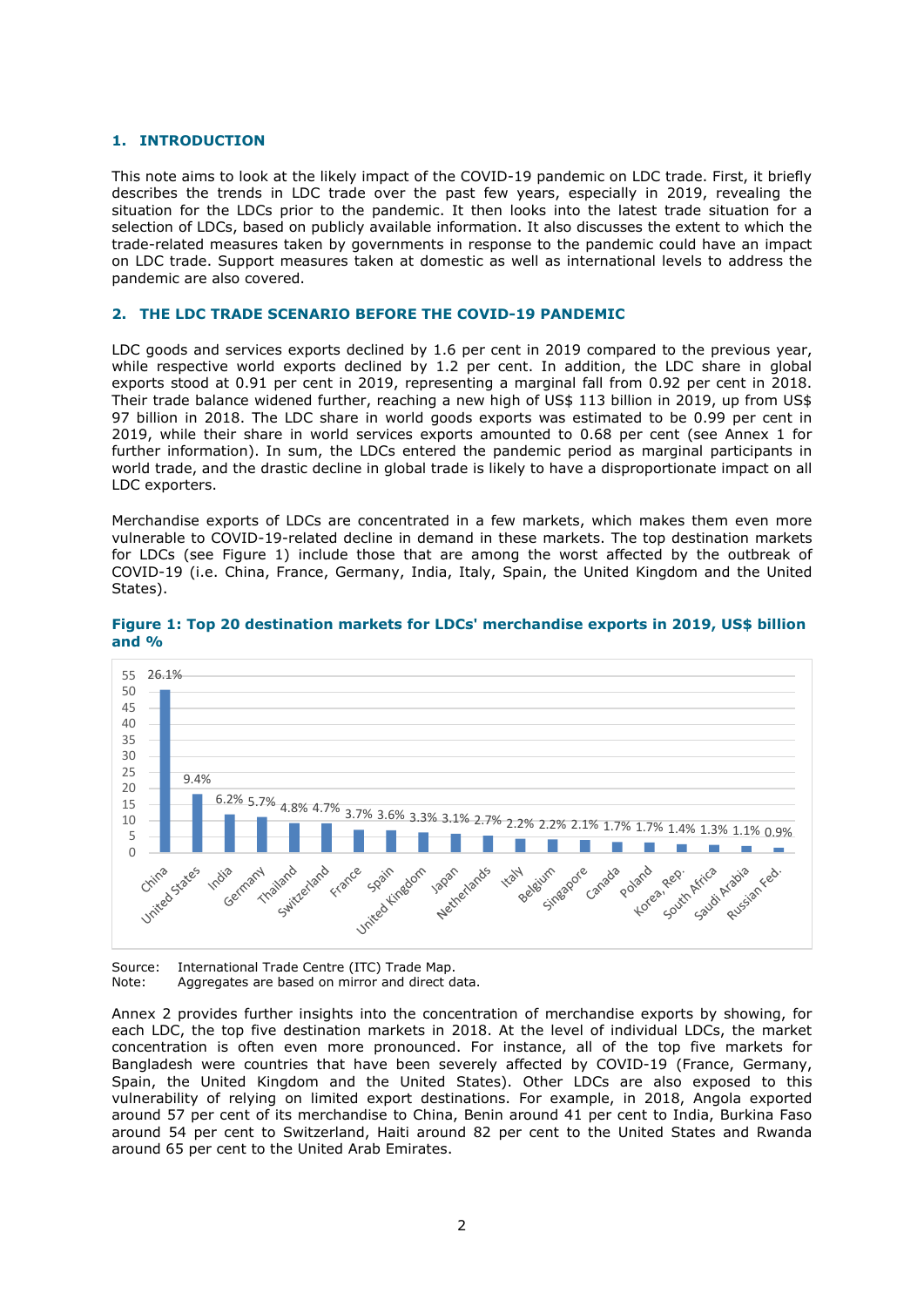## 1. INTRODUCTION

This note aims to look at the likely impact of the COVID-19 pandemic on LDC trade. First, it briefly describes the trends in LDC trade over the past few years, especially in 2019, revealing the situation for the LDCs prior to the pandemic. It then looks into the latest trade situation for a selection of LDCs, based on publicly available information. It also discusses the extent to which the trade-related measures taken by governments in response to the pandemic could have an impact on LDC trade. Support measures taken at domestic as well as international levels to address the pandemic are also covered.

## 2. THE LDC TRADE SCENARIO BEFORE THE COVID-19 PANDEMIC

LDC goods and services exports declined by 1.6 per cent in 2019 compared to the previous year, while respective world exports declined by 1.2 per cent. In addition, the LDC share in global exports stood at 0.91 per cent in 2019, representing a marginal fall from 0.92 per cent in 2018. Their trade balance widened further, reaching a new high of US$ 113 billion in 2019, up from US$ 97 billion in 2018. The LDC share in world goods exports was estimated to be 0.99 per cent in 2019, while their share in world services exports amounted to 0.68 per cent (see Annex 1 for further information). In sum, the LDCs entered the pandemic period as marginal participants in world trade, and the drastic decline in global trade is likely to have a disproportionate impact on all LDC exporters.

Merchandise exports of LDCs are concentrated in a few markets, which makes them even more vulnerable to COVID-19-related decline in demand in these markets. The top destination markets for LDCs (see Figure 1) include those that are among the worst affected by the outbreak of COVID-19 (i.e. China, France, Germany, India, Italy, Spain, the United Kingdom and the United States).

**Figure 1: Top 20 destination markets for LDCs' merchandise exports in 2019, US$ billion and %**

| Market | Share |
|---|---|
| China | 26.1% |
| United States | 9.4% |
| India | 6.2% |
| Germany | 5.7% |
| Thailand | 4.8% |
| Switzerland | 4.7% |
| France | 3.7% |
| Spain | 3.6% |
| United Kingdom | 3.3% |
| Japan | 3.1% |
| Netherlands | 2.7% |
| Italy | 2.2% |
| Belgium | 2.2% |
| Singapore | 2.1% |
| Canada | 1.7% |
| Poland | 1.7% |
| Korea, Rep. | 1.4% |
| South Africa | 1.3% |
| Saudi Arabia | 1.1% |
| Russian Fed. | 0.9% |

Source: International Trade Centre (ITC) Trade Map.
Note: Aggregates are based on mirror and direct data.

Annex 2 provides further insights into the concentration of merchandise exports by showing, for each LDC, the top five destination markets in 2018. At the level of individual LDCs, the market concentration is often even more pronounced. For instance, all of the top five markets for Bangladesh were countries that have been severely affected by COVID-19 (France, Germany, Spain, the United Kingdom and the United States). Other LDCs are also exposed to this vulnerability of relying on limited export destinations. For example, in 2018, Angola exported around 57 per cent of its merchandise to China, Benin around 41 per cent to India, Burkina Faso around 54 per cent to Switzerland, Haiti around 82 per cent to the United States and Rwanda around 65 per cent to the United Arab Emirates.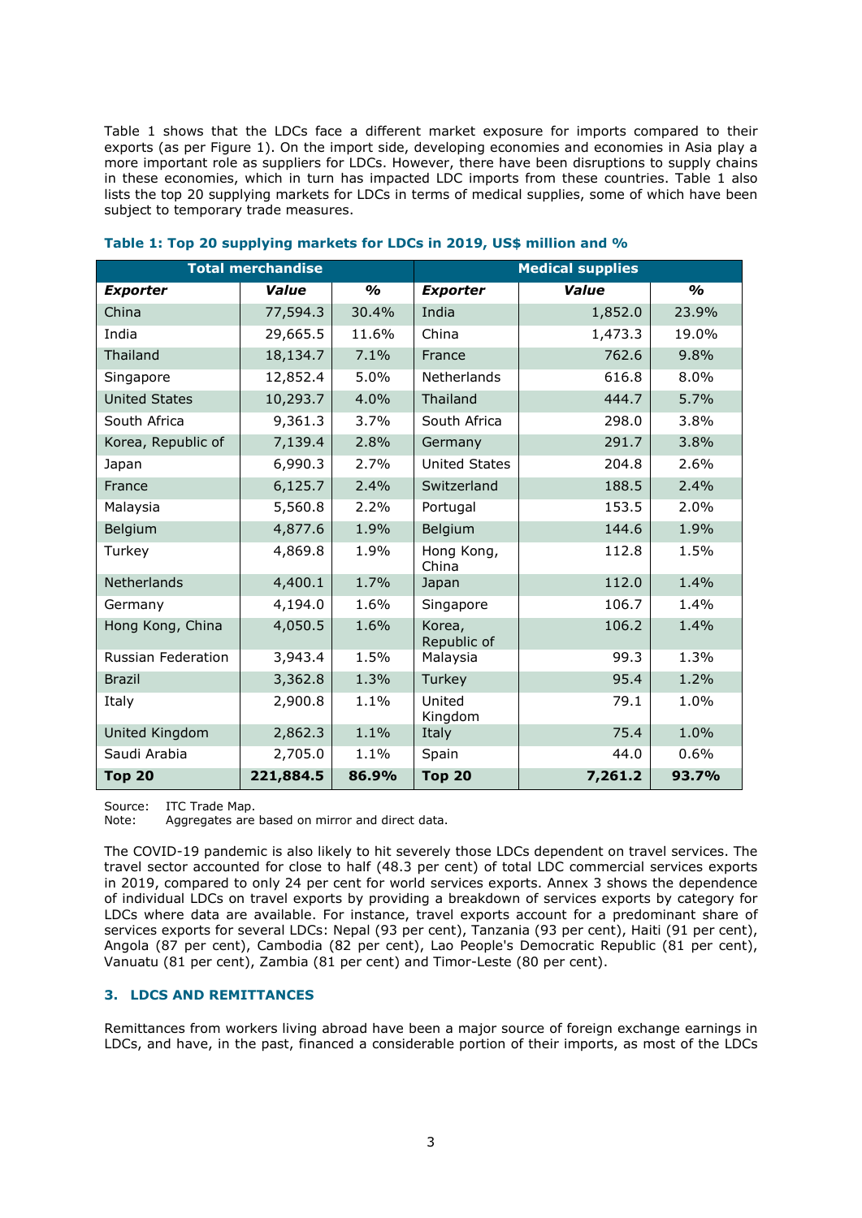Table 1 shows that the LDCs face a different market exposure for imports compared to their exports (as per Figure 1). On the import side, developing economies and economies in Asia play a more important role as suppliers for LDCs. However, there have been disruptions to supply chains in these economies, which in turn has impacted LDC imports from these countries. Table 1 also lists the top 20 supplying markets for LDCs in terms of medical supplies, some of which have been subject to temporary trade measures.

**Table 1: Top 20 supplying markets for LDCs in 2019, US$ million and %**

| Total merchandise | | | Medical supplies | | |
|---|---|---|---|---|---|
| ***Exporter*** | ***Value*** | ***%*** | ***Exporter*** | ***Value*** | ***%*** |
| China | 77,594.3 | 30.4% | India | 1,852.0 | 23.9% |
| India | 29,665.5 | 11.6% | China | 1,473.3 | 19.0% |
| Thailand | 18,134.7 | 7.1% | France | 762.6 | 9.8% |
| Singapore | 12,852.4 | 5.0% | Netherlands | 616.8 | 8.0% |
| United States | 10,293.7 | 4.0% | Thailand | 444.7 | 5.7% |
| South Africa | 9,361.3 | 3.7% | South Africa | 298.0 | 3.8% |
| Korea, Republic of | 7,139.4 | 2.8% | Germany | 291.7 | 3.8% |
| Japan | 6,990.3 | 2.7% | United States | 204.8 | 2.6% |
| France | 6,125.7 | 2.4% | Switzerland | 188.5 | 2.4% |
| Malaysia | 5,560.8 | 2.2% | Portugal | 153.5 | 2.0% |
| Belgium | 4,877.6 | 1.9% | Belgium | 144.6 | 1.9% |
| Turkey | 4,869.8 | 1.9% | Hong Kong, China | 112.8 | 1.5% |
| Netherlands | 4,400.1 | 1.7% | Japan | 112.0 | 1.4% |
| Germany | 4,194.0 | 1.6% | Singapore | 106.7 | 1.4% |
| Hong Kong, China | 4,050.5 | 1.6% | Korea, Republic of | 106.2 | 1.4% |
| Russian Federation | 3,943.4 | 1.5% | Malaysia | 99.3 | 1.3% |
| Brazil | 3,362.8 | 1.3% | Turkey | 95.4 | 1.2% |
| Italy | 2,900.8 | 1.1% | United Kingdom | 79.1 | 1.0% |
| United Kingdom | 2,862.3 | 1.1% | Italy | 75.4 | 1.0% |
| Saudi Arabia | 2,705.0 | 1.1% | Spain | 44.0 | 0.6% |
| **Top 20** | **221,884.5** | **86.9%** | **Top 20** | **7,261.2** | **93.7%** |

Source: ITC Trade Map.
Note: Aggregates are based on mirror and direct data.

The COVID-19 pandemic is also likely to hit severely those LDCs dependent on travel services. The travel sector accounted for close to half (48.3 per cent) of total LDC commercial services exports in 2019, compared to only 24 per cent for world services exports. Annex 3 shows the dependence of individual LDCs on travel exports by providing a breakdown of services exports by category for LDCs where data are available. For instance, travel exports account for a predominant share of services exports for several LDCs: Nepal (93 per cent), Tanzania (93 per cent), Haiti (91 per cent), Angola (87 per cent), Cambodia (82 per cent), Lao People's Democratic Republic (81 per cent), Vanuatu (81 per cent), Zambia (81 per cent) and Timor-Leste (80 per cent).

## 3. LDCS AND REMITTANCES

Remittances from workers living abroad have been a major source of foreign exchange earnings in LDCs, and have, in the past, financed a considerable portion of their imports, as most of the LDCs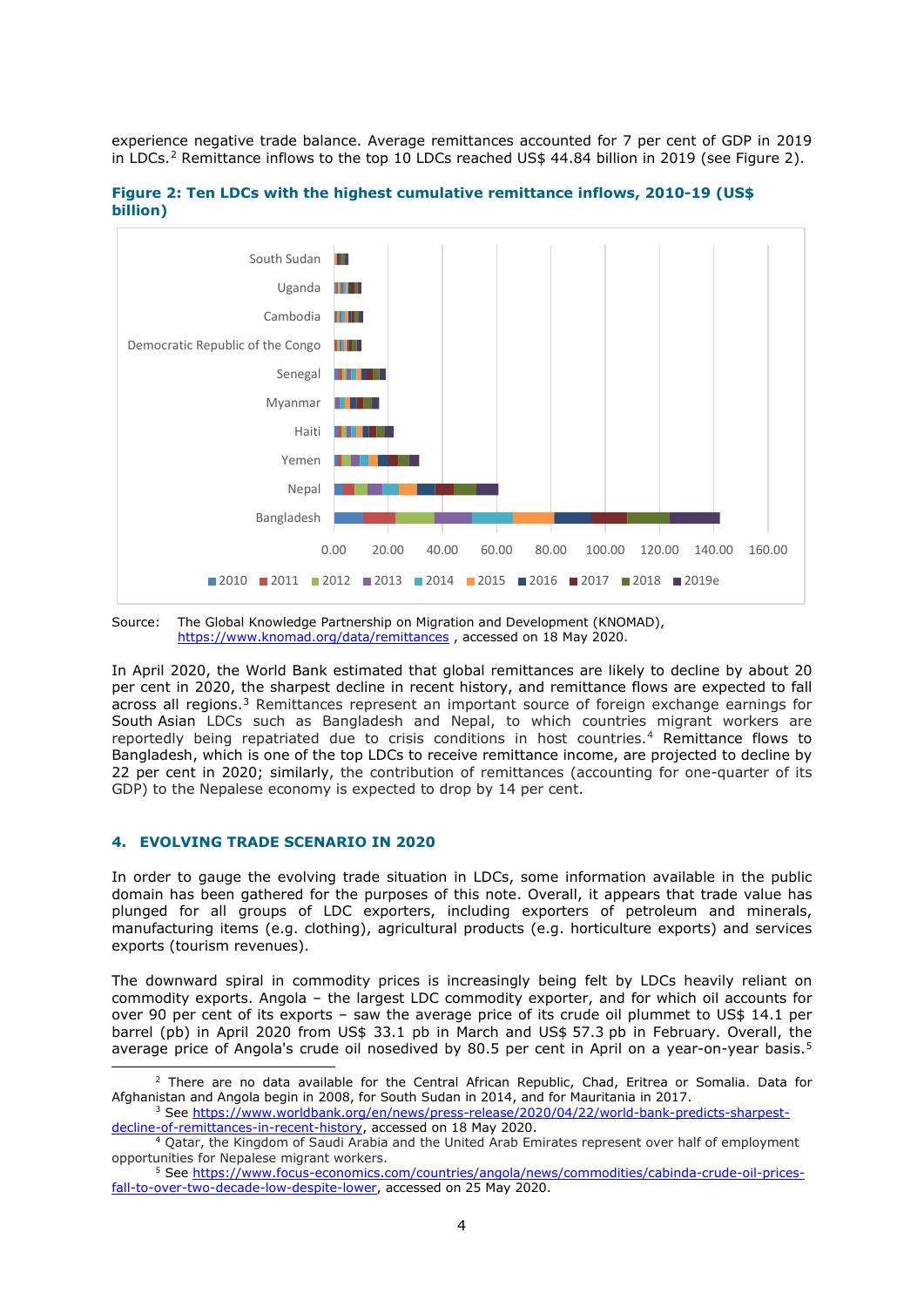experience negative trade balance. Average remittances accounted for 7 per cent of GDP in 2019 in LDCs.[2] Remittance inflows to the top 10 LDCs reached US$ 44.84 billion in 2019 (see Figure 2).

**Figure 2: Ten LDCs with the highest cumulative remittance inflows, 2010-19 (US$ billion)**

Source: The Global Knowledge Partnership on Migration and Development (KNOMAD), https://www.knomad.org/data/remittances , accessed on 18 May 2020.

In April 2020, the World Bank estimated that global remittances are likely to decline by about 20 per cent in 2020, the sharpest decline in recent history, and remittance flows are expected to fall across all regions.[3] Remittances represent an important source of foreign exchange earnings for South Asian LDCs such as Bangladesh and Nepal, to which countries migrant workers are reportedly being repatriated due to crisis conditions in host countries.[4] Remittance flows to Bangladesh, which is one of the top LDCs to receive remittance income, are projected to decline by 22 per cent in 2020; similarly, the contribution of remittances (accounting for one-quarter of its GDP) to the Nepalese economy is expected to drop by 14 per cent.

## 4. EVOLVING TRADE SCENARIO IN 2020

In order to gauge the evolving trade situation in LDCs, some information available in the public domain has been gathered for the purposes of this note. Overall, it appears that trade value has plunged for all groups of LDC exporters, including exporters of petroleum and minerals, manufacturing items (e.g. clothing), agricultural products (e.g. horticulture exports) and services exports (tourism revenues).

The downward spiral in commodity prices is increasingly being felt by LDCs heavily reliant on commodity exports. Angola – the largest LDC commodity exporter, and for which oil accounts for over 90 per cent of its exports – saw the average price of its crude oil plummet to US$ 14.1 per barrel (pb) in April 2020 from US$ 33.1 pb in March and US$ 57.3 pb in February. Overall, the average price of Angola's crude oil nosedived by 80.5 per cent in April on a year-on-year basis.[5]

---

[2] There are no data available for the Central African Republic, Chad, Eritrea or Somalia. Data for Afghanistan and Angola begin in 2008, for South Sudan in 2014, and for Mauritania in 2017.

[3] See https://www.worldbank.org/en/news/press-release/2020/04/22/world-bank-predicts-sharpest-decline-of-remittances-in-recent-history, accessed on 18 May 2020.

[4] Qatar, the Kingdom of Saudi Arabia and the United Arab Emirates represent over half of employment opportunities for Nepalese migrant workers.

[5] See https://www.focus-economics.com/countries/angola/news/commodities/cabinda-crude-oil-prices-fall-to-over-two-decade-low-despite-lower, accessed on 25 May 2020.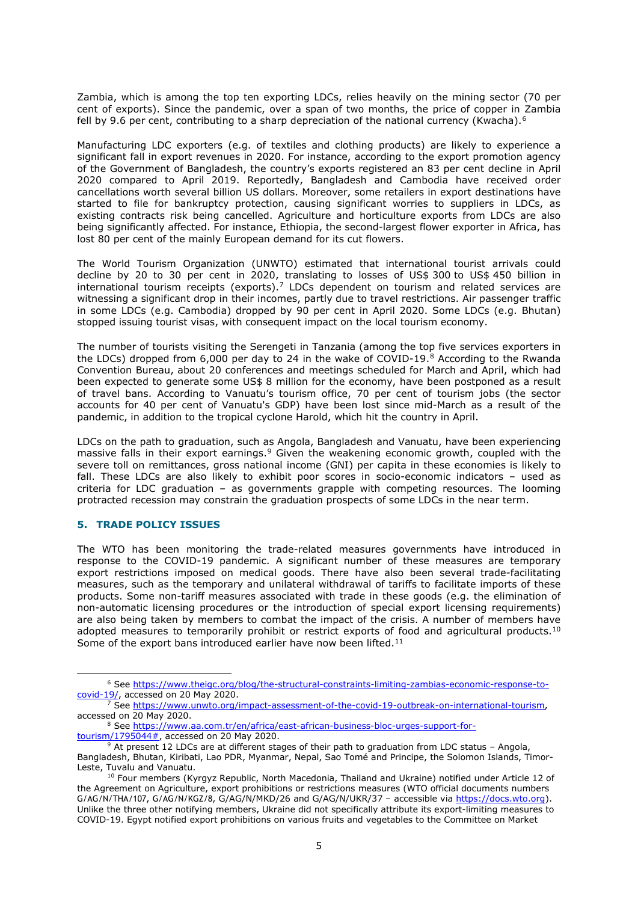Zambia, which is among the top ten exporting LDCs, relies heavily on the mining sector (70 per cent of exports). Since the pandemic, over a span of two months, the price of copper in Zambia fell by 9.6 per cent, contributing to a sharp depreciation of the national currency (Kwacha).[6]

Manufacturing LDC exporters (e.g. of textiles and clothing products) are likely to experience a significant fall in export revenues in 2020. For instance, according to the export promotion agency of the Government of Bangladesh, the country's exports registered an 83 per cent decline in April 2020 compared to April 2019. Reportedly, Bangladesh and Cambodia have received order cancellations worth several billion US dollars. Moreover, some retailers in export destinations have started to file for bankruptcy protection, causing significant worries to suppliers in LDCs, as existing contracts risk being cancelled. Agriculture and horticulture exports from LDCs are also being significantly affected. For instance, Ethiopia, the second-largest flower exporter in Africa, has lost 80 per cent of the mainly European demand for its cut flowers.

The World Tourism Organization (UNWTO) estimated that international tourist arrivals could decline by 20 to 30 per cent in 2020, translating to losses of US$ 300 to US$ 450 billion in international tourism receipts (exports).[7] LDCs dependent on tourism and related services are witnessing a significant drop in their incomes, partly due to travel restrictions. Air passenger traffic in some LDCs (e.g. Cambodia) dropped by 90 per cent in April 2020. Some LDCs (e.g. Bhutan) stopped issuing tourist visas, with consequent impact on the local tourism economy.

The number of tourists visiting the Serengeti in Tanzania (among the top five services exporters in the LDCs) dropped from 6,000 per day to 24 in the wake of COVID-19.[8] According to the Rwanda Convention Bureau, about 20 conferences and meetings scheduled for March and April, which had been expected to generate some US$ 8 million for the economy, have been postponed as a result of travel bans. According to Vanuatu's tourism office, 70 per cent of tourism jobs (the sector accounts for 40 per cent of Vanuatu's GDP) have been lost since mid-March as a result of the pandemic, in addition to the tropical cyclone Harold, which hit the country in April.

LDCs on the path to graduation, such as Angola, Bangladesh and Vanuatu, have been experiencing massive falls in their export earnings.[9] Given the weakening economic growth, coupled with the severe toll on remittances, gross national income (GNI) per capita in these economies is likely to fall. These LDCs are also likely to exhibit poor scores in socio-economic indicators – used as criteria for LDC graduation – as governments grapple with competing resources. The looming protracted recession may constrain the graduation prospects of some LDCs in the near term.

## 5. TRADE POLICY ISSUES

The WTO has been monitoring the trade-related measures governments have introduced in response to the COVID-19 pandemic. A significant number of these measures are temporary export restrictions imposed on medical goods. There have also been several trade-facilitating measures, such as the temporary and unilateral withdrawal of tariffs to facilitate imports of these products. Some non-tariff measures associated with trade in these goods (e.g. the elimination of non-automatic licensing procedures or the introduction of special export licensing requirements) are also being taken by members to combat the impact of the crisis. A number of members have adopted measures to temporarily prohibit or restrict exports of food and agricultural products.[10] Some of the export bans introduced earlier have now been lifted.[11]

---

[6] See https://www.theigc.org/blog/the-structural-constraints-limiting-zambias-economic-response-to-covid-19/, accessed on 20 May 2020.

[7] See https://www.unwto.org/impact-assessment-of-the-covid-19-outbreak-on-international-tourism, accessed on 20 May 2020.

[8] See https://www.aa.com.tr/en/africa/east-african-business-bloc-urges-support-for-tourism/1795044#, accessed on 20 May 2020.

[9] At present 12 LDCs are at different stages of their path to graduation from LDC status – Angola, Bangladesh, Bhutan, Kiribati, Lao PDR, Myanmar, Nepal, Sao Tomé and Principe, the Solomon Islands, Timor-Leste, Tuvalu and Vanuatu.

[10] Four members (Kyrgyz Republic, North Macedonia, Thailand and Ukraine) notified under Article 12 of the Agreement on Agriculture, export prohibitions or restrictions measures (WTO official documents numbers G/AG/N/THA/107, G/AG/N/KGZ/8, G/AG/N/MKD/26 and G/AG/N/UKR/37 – accessible via https://docs.wto.org). Unlike the three other notifying members, Ukraine did not specifically attribute its export-limiting measures to COVID-19. Egypt notified export prohibitions on various fruits and vegetables to the Committee on Market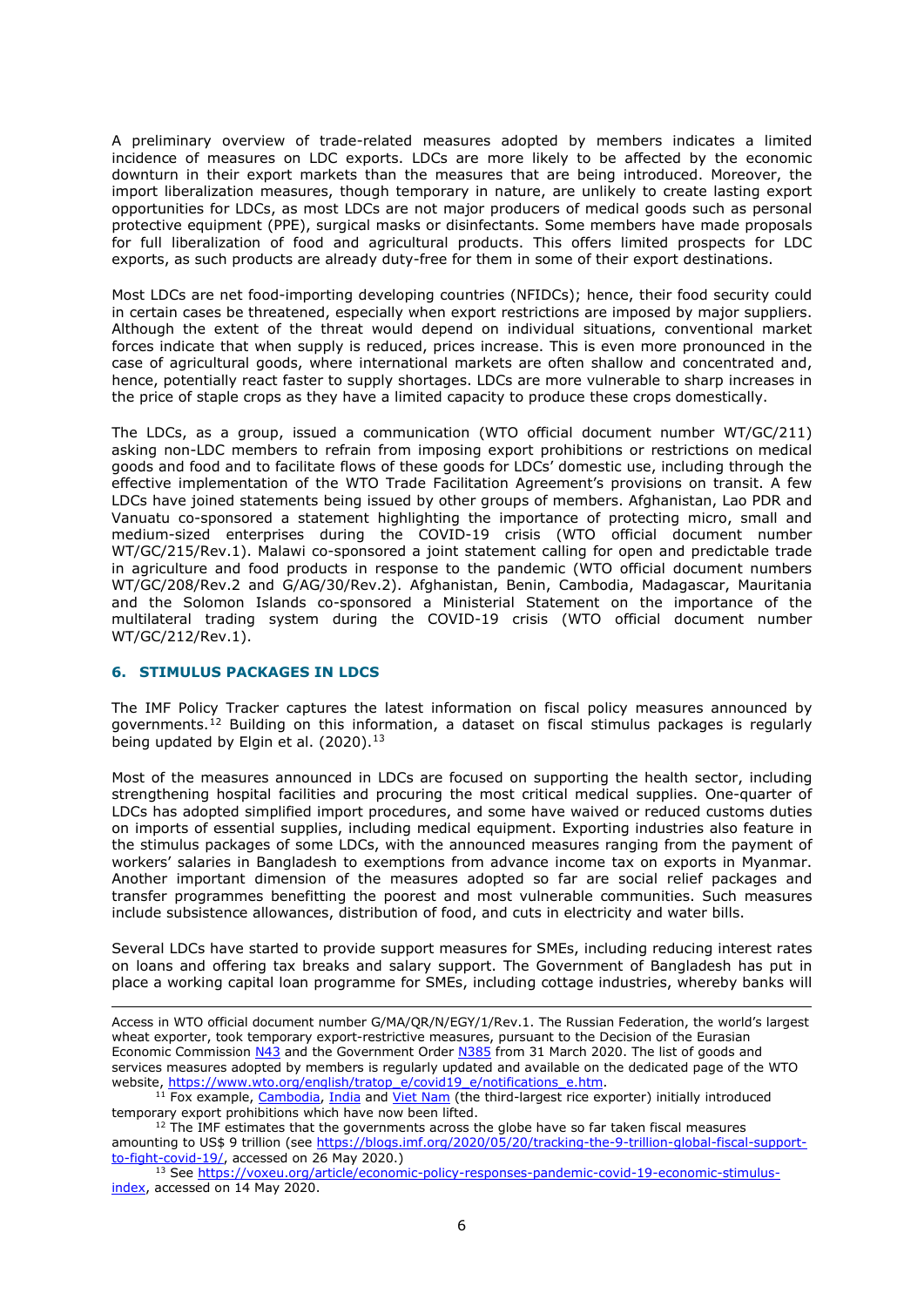A preliminary overview of trade-related measures adopted by members indicates a limited incidence of measures on LDC exports. LDCs are more likely to be affected by the economic downturn in their export markets than the measures that are being introduced. Moreover, the import liberalization measures, though temporary in nature, are unlikely to create lasting export opportunities for LDCs, as most LDCs are not major producers of medical goods such as personal protective equipment (PPE), surgical masks or disinfectants. Some members have made proposals for full liberalization of food and agricultural products. This offers limited prospects for LDC exports, as such products are already duty-free for them in some of their export destinations.

Most LDCs are net food-importing developing countries (NFIDCs); hence, their food security could in certain cases be threatened, especially when export restrictions are imposed by major suppliers. Although the extent of the threat would depend on individual situations, conventional market forces indicate that when supply is reduced, prices increase. This is even more pronounced in the case of agricultural goods, where international markets are often shallow and concentrated and, hence, potentially react faster to supply shortages. LDCs are more vulnerable to sharp increases in the price of staple crops as they have a limited capacity to produce these crops domestically.

The LDCs, as a group, issued a communication (WTO official document number WT/GC/211) asking non-LDC members to refrain from imposing export prohibitions or restrictions on medical goods and food and to facilitate flows of these goods for LDCs' domestic use, including through the effective implementation of the WTO Trade Facilitation Agreement's provisions on transit. A few LDCs have joined statements being issued by other groups of members. Afghanistan, Lao PDR and Vanuatu co-sponsored a statement highlighting the importance of protecting micro, small and medium-sized enterprises during the COVID-19 crisis (WTO official document number WT/GC/215/Rev.1). Malawi co-sponsored a joint statement calling for open and predictable trade in agriculture and food products in response to the pandemic (WTO official document numbers WT/GC/208/Rev.2 and G/AG/30/Rev.2). Afghanistan, Benin, Cambodia, Madagascar, Mauritania and the Solomon Islands co-sponsored a Ministerial Statement on the importance of the multilateral trading system during the COVID-19 crisis (WTO official document number WT/GC/212/Rev.1).

## 6. STIMULUS PACKAGES IN LDCS

The IMF Policy Tracker captures the latest information on fiscal policy measures announced by governments.[12] Building on this information, a dataset on fiscal stimulus packages is regularly being updated by Elgin et al. (2020).[13]

Most of the measures announced in LDCs are focused on supporting the health sector, including strengthening hospital facilities and procuring the most critical medical supplies. One-quarter of LDCs has adopted simplified import procedures, and some have waived or reduced customs duties on imports of essential supplies, including medical equipment. Exporting industries also feature in the stimulus packages of some LDCs, with the announced measures ranging from the payment of workers' salaries in Bangladesh to exemptions from advance income tax on exports in Myanmar. Another important dimension of the measures adopted so far are social relief packages and transfer programmes benefitting the poorest and most vulnerable communities. Such measures include subsistence allowances, distribution of food, and cuts in electricity and water bills.

Several LDCs have started to provide support measures for SMEs, including reducing interest rates on loans and offering tax breaks and salary support. The Government of Bangladesh has put in place a working capital loan programme for SMEs, including cottage industries, whereby banks will

---

Access in WTO official document number G/MA/QR/N/EGY/1/Rev.1. The Russian Federation, the world's largest wheat exporter, took temporary export-restrictive measures, pursuant to the Decision of the Eurasian Economic Commission N43 and the Government Order N385 from 31 March 2020. The list of goods and services measures adopted by members is regularly updated and available on the dedicated page of the WTO website, https://www.wto.org/english/tratop_e/covid19_e/notifications_e.htm.

[11] Fox example, Cambodia, India and Viet Nam (the third-largest rice exporter) initially introduced temporary export prohibitions which have now been lifted.

[12] The IMF estimates that the governments across the globe have so far taken fiscal measures amounting to US$ 9 trillion (see https://blogs.imf.org/2020/05/20/tracking-the-9-trillion-global-fiscal-support-to-fight-covid-19/, accessed on 26 May 2020.)

[13] See https://voxeu.org/article/economic-policy-responses-pandemic-covid-19-economic-stimulus-index, accessed on 14 May 2020.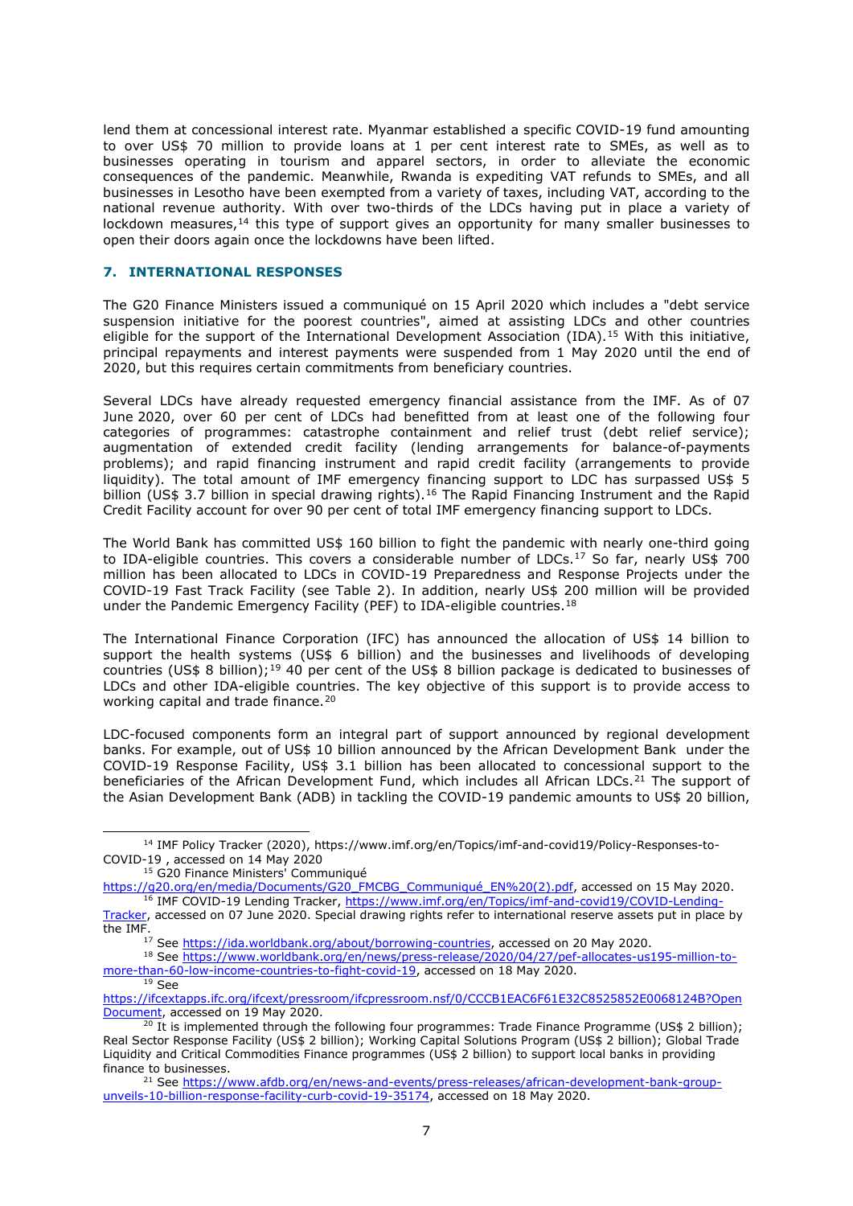lend them at concessional interest rate. Myanmar established a specific COVID-19 fund amounting to over US$ 70 million to provide loans at 1 per cent interest rate to SMEs, as well as to businesses operating in tourism and apparel sectors, in order to alleviate the economic consequences of the pandemic. Meanwhile, Rwanda is expediting VAT refunds to SMEs, and all businesses in Lesotho have been exempted from a variety of taxes, including VAT, according to the national revenue authority. With over two-thirds of the LDCs having put in place a variety of lockdown measures,[14] this type of support gives an opportunity for many smaller businesses to open their doors again once the lockdowns have been lifted.

## 7. INTERNATIONAL RESPONSES

The G20 Finance Ministers issued a communiqué on 15 April 2020 which includes a "debt service suspension initiative for the poorest countries", aimed at assisting LDCs and other countries eligible for the support of the International Development Association (IDA).[15] With this initiative, principal repayments and interest payments were suspended from 1 May 2020 until the end of 2020, but this requires certain commitments from beneficiary countries.

Several LDCs have already requested emergency financial assistance from the IMF. As of 07 June 2020, over 60 per cent of LDCs had benefitted from at least one of the following four categories of programmes: catastrophe containment and relief trust (debt relief service); augmentation of extended credit facility (lending arrangements for balance-of-payments problems); and rapid financing instrument and rapid credit facility (arrangements to provide liquidity). The total amount of IMF emergency financing support to LDC has surpassed US$ 5 billion (US$ 3.7 billion in special drawing rights).[16] The Rapid Financing Instrument and the Rapid Credit Facility account for over 90 per cent of total IMF emergency financing support to LDCs.

The World Bank has committed US$ 160 billion to fight the pandemic with nearly one-third going to IDA-eligible countries. This covers a considerable number of LDCs.[17] So far, nearly US$ 700 million has been allocated to LDCs in COVID-19 Preparedness and Response Projects under the COVID-19 Fast Track Facility (see Table 2). In addition, nearly US$ 200 million will be provided under the Pandemic Emergency Facility (PEF) to IDA-eligible countries.[18]

The International Finance Corporation (IFC) has announced the allocation of US$ 14 billion to support the health systems (US$ 6 billion) and the businesses and livelihoods of developing countries (US$ 8 billion);[19] 40 per cent of the US$ 8 billion package is dedicated to businesses of LDCs and other IDA-eligible countries. The key objective of this support is to provide access to working capital and trade finance.[20]

LDC-focused components form an integral part of support announced by regional development banks. For example, out of US$ 10 billion announced by the African Development Bank under the COVID-19 Response Facility, US$ 3.1 billion has been allocated to concessional support to the beneficiaries of the African Development Fund, which includes all African LDCs.[21] The support of the Asian Development Bank (ADB) in tackling the COVID-19 pandemic amounts to US$ 20 billion,

---

[14] IMF Policy Tracker (2020), https://www.imf.org/en/Topics/imf-and-covid19/Policy-Responses-to-COVID-19 , accessed on 14 May 2020

[15] G20 Finance Ministers' Communiqué https://g20.org/en/media/Documents/G20_FMCBG_Communiqué_EN%20(2).pdf, accessed on 15 May 2020.

[16] IMF COVID-19 Lending Tracker, https://www.imf.org/en/Topics/imf-and-covid19/COVID-Lending-Tracker, accessed on 07 June 2020. Special drawing rights refer to international reserve assets put in place by the IMF.

[17] See https://ida.worldbank.org/about/borrowing-countries, accessed on 20 May 2020.

[18] See https://www.worldbank.org/en/news/press-release/2020/04/27/pef-allocates-us195-million-to-more-than-60-low-income-countries-to-fight-covid-19, accessed on 18 May 2020.

[19] See https://ifcextapps.ifc.org/ifcext/pressroom/ifcpressroom.nsf/0/CCCB1EAC6F61E32C8525852E0068124B?OpenDocument, accessed on 19 May 2020.

[20] It is implemented through the following four programmes: Trade Finance Programme (US$ 2 billion); Real Sector Response Facility (US$ 2 billion); Working Capital Solutions Program (US$ 2 billion); Global Trade Liquidity and Critical Commodities Finance programmes (US$ 2 billion) to support local banks in providing finance to businesses.

[21] See https://www.afdb.org/en/news-and-events/press-releases/african-development-bank-group-unveils-10-billion-response-facility-curb-covid-19-35174, accessed on 18 May 2020.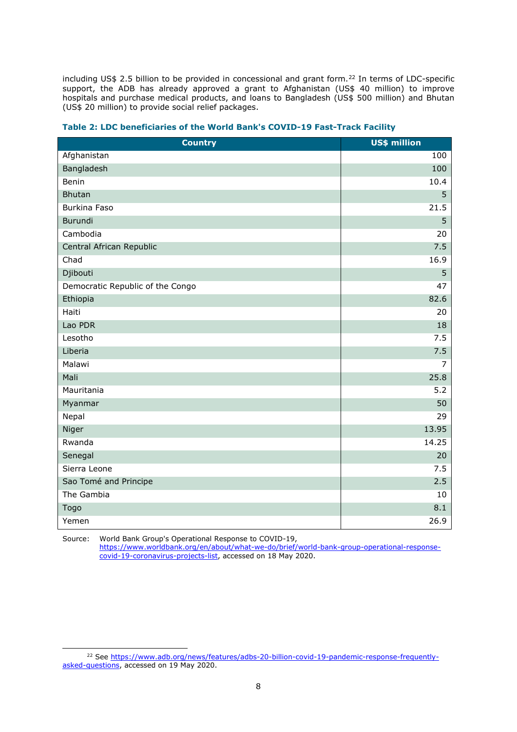including US$ 2.5 billion to be provided in concessional and grant form.[22] In terms of LDC-specific support, the ADB has already approved a grant to Afghanistan (US$ 40 million) to improve hospitals and purchase medical products, and loans to Bangladesh (US$ 500 million) and Bhutan (US$ 20 million) to provide social relief packages.

**Table 2: LDC beneficiaries of the World Bank's COVID-19 Fast-Track Facility**

| Country | US$ million |
|---|---:|
| Afghanistan | 100 |
| Bangladesh | 100 |
| Benin | 10.4 |
| Bhutan | 5 |
| Burkina Faso | 21.5 |
| Burundi | 5 |
| Cambodia | 20 |
| Central African Republic | 7.5 |
| Chad | 16.9 |
| Djibouti | 5 |
| Democratic Republic of the Congo | 47 |
| Ethiopia | 82.6 |
| Haiti | 20 |
| Lao PDR | 18 |
| Lesotho | 7.5 |
| Liberia | 7.5 |
| Malawi | 7 |
| Mali | 25.8 |
| Mauritania | 5.2 |
| Myanmar | 50 |
| Nepal | 29 |
| Niger | 13.95 |
| Rwanda | 14.25 |
| Senegal | 20 |
| Sierra Leone | 7.5 |
| Sao Tomé and Principe | 2.5 |
| The Gambia | 10 |
| Togo | 8.1 |
| Yemen | 26.9 |

Source: World Bank Group's Operational Response to COVID-19, https://www.worldbank.org/en/about/what-we-do/brief/world-bank-group-operational-response-covid-19-coronavirus-projects-list, accessed on 18 May 2020.

[22] See https://www.adb.org/news/features/adbs-20-billion-covid-19-pandemic-response-frequently-asked-questions, accessed on 19 May 2020.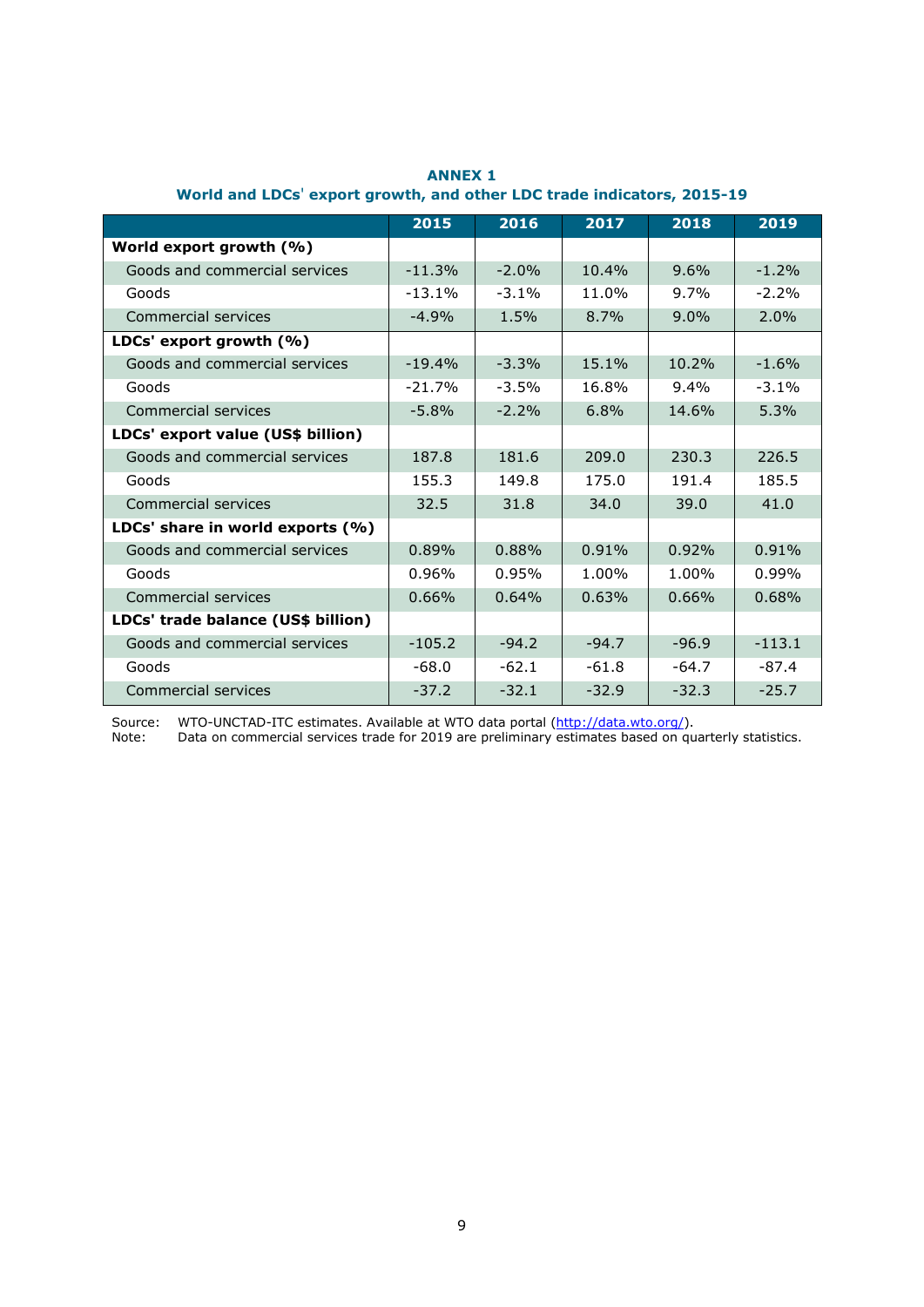# ANNEX 1

## World and LDCs[i] export growth, and other LDC trade indicators, 2015-19

| | 2015 | 2016 | 2017 | 2018 | 2019 |
|---|---|---|---|---|---|
| **World export growth (%)** | | | | | |
| Goods and commercial services | -11.3% | -2.0% | 10.4% | 9.6% | -1.2% |
| Goods | -13.1% | -3.1% | 11.0% | 9.7% | -2.2% |
| Commercial services | -4.9% | 1.5% | 8.7% | 9.0% | 2.0% |
| **LDCs' export growth (%)** | | | | | |
| Goods and commercial services | -19.4% | -3.3% | 15.1% | 10.2% | -1.6% |
| Goods | -21.7% | -3.5% | 16.8% | 9.4% | -3.1% |
| Commercial services | -5.8% | -2.2% | 6.8% | 14.6% | 5.3% |
| **LDCs' export value (US$ billion)** | | | | | |
| Goods and commercial services | 187.8 | 181.6 | 209.0 | 230.3 | 226.5 |
| Goods | 155.3 | 149.8 | 175.0 | 191.4 | 185.5 |
| Commercial services | 32.5 | 31.8 | 34.0 | 39.0 | 41.0 |
| **LDCs' share in world exports (%)** | | | | | |
| Goods and commercial services | 0.89% | 0.88% | 0.91% | 0.92% | 0.91% |
| Goods | 0.96% | 0.95% | 1.00% | 1.00% | 0.99% |
| Commercial services | 0.66% | 0.64% | 0.63% | 0.66% | 0.68% |
| **LDCs' trade balance (US$ billion)** | | | | | |
| Goods and commercial services | -105.2 | -94.2 | -94.7 | -96.9 | -113.1 |
| Goods | -68.0 | -62.1 | -61.8 | -64.7 | -87.4 |
| Commercial services | -37.2 | -32.1 | -32.9 | -32.3 | -25.7 |

Source: WTO-UNCTAD-ITC estimates. Available at WTO data portal (http://data.wto.org/).
Note: Data on commercial services trade for 2019 are preliminary estimates based on quarterly statistics.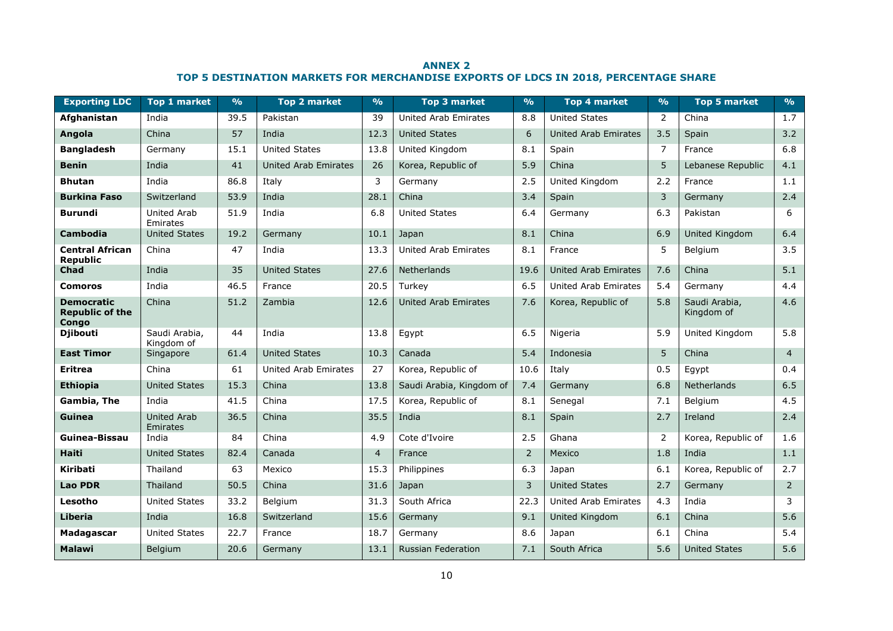## ANNEX 2
## TOP 5 DESTINATION MARKETS FOR MERCHANDISE EXPORTS OF LDCS IN 2018, PERCENTAGE SHARE

| Exporting LDC | Top 1 market | % | Top 2 market | % | Top 3 market | % | Top 4 market | % | Top 5 market | % |
|---|---|---|---|---|---|---|---|---|---|---|
| **Afghanistan** | India | 39.5 | Pakistan | 39 | United Arab Emirates | 8.8 | United States | 2 | China | 1.7 |
| **Angola** | China | 57 | India | 12.3 | United States | 6 | United Arab Emirates | 3.5 | Spain | 3.2 |
| **Bangladesh** | Germany | 15.1 | United States | 13.8 | United Kingdom | 8.1 | Spain | 7 | France | 6.8 |
| **Benin** | India | 41 | United Arab Emirates | 26 | Korea, Republic of | 5.9 | China | 5 | Lebanese Republic | 4.1 |
| **Bhutan** | India | 86.8 | Italy | 3 | Germany | 2.5 | United Kingdom | 2.2 | France | 1.1 |
| **Burkina Faso** | Switzerland | 53.9 | India | 28.1 | China | 3.4 | Spain | 3 | Germany | 2.4 |
| **Burundi** | United Arab Emirates | 51.9 | India | 6.8 | United States | 6.4 | Germany | 6.3 | Pakistan | 6 |
| **Cambodia** | United States | 19.2 | Germany | 10.1 | Japan | 8.1 | China | 6.9 | United Kingdom | 6.4 |
| **Central African Republic** | China | 47 | India | 13.3 | United Arab Emirates | 8.1 | France | 5 | Belgium | 3.5 |
| **Chad** | India | 35 | United States | 27.6 | Netherlands | 19.6 | United Arab Emirates | 7.6 | China | 5.1 |
| **Comoros** | India | 46.5 | France | 20.5 | Turkey | 6.5 | United Arab Emirates | 5.4 | Germany | 4.4 |
| **Democratic Republic of the Congo** | China | 51.2 | Zambia | 12.6 | United Arab Emirates | 7.6 | Korea, Republic of | 5.8 | Saudi Arabia, Kingdom of | 4.6 |
| **Djibouti** | Saudi Arabia, Kingdom of | 44 | India | 13.8 | Egypt | 6.5 | Nigeria | 5.9 | United Kingdom | 5.8 |
| **East Timor** | Singapore | 61.4 | United States | 10.3 | Canada | 5.4 | Indonesia | 5 | China | 4 |
| **Eritrea** | China | 61 | United Arab Emirates | 27 | Korea, Republic of | 10.6 | Italy | 0.5 | Egypt | 0.4 |
| **Ethiopia** | United States | 15.3 | China | 13.8 | Saudi Arabia, Kingdom of | 7.4 | Germany | 6.8 | Netherlands | 6.5 |
| **Gambia, The** | India | 41.5 | China | 17.5 | Korea, Republic of | 8.1 | Senegal | 7.1 | Belgium | 4.5 |
| **Guinea** | United Arab Emirates | 36.5 | China | 35.5 | India | 8.1 | Spain | 2.7 | Ireland | 2.4 |
| **Guinea-Bissau** | India | 84 | China | 4.9 | Cote d'Ivoire | 2.5 | Ghana | 2 | Korea, Republic of | 1.6 |
| **Haiti** | United States | 82.4 | Canada | 4 | France | 2 | Mexico | 1.8 | India | 1.1 |
| **Kiribati** | Thailand | 63 | Mexico | 15.3 | Philippines | 6.3 | Japan | 6.1 | Korea, Republic of | 2.7 |
| **Lao PDR** | Thailand | 50.5 | China | 31.6 | Japan | 3 | United States | 2.7 | Germany | 2 |
| **Lesotho** | United States | 33.2 | Belgium | 31.3 | South Africa | 22.3 | United Arab Emirates | 4.3 | India | 3 |
| **Liberia** | India | 16.8 | Switzerland | 15.6 | Germany | 9.1 | United Kingdom | 6.1 | China | 5.6 |
| **Madagascar** | United States | 22.7 | France | 18.7 | Germany | 8.6 | Japan | 6.1 | China | 5.4 |
| **Malawi** | Belgium | 20.6 | Germany | 13.1 | Russian Federation | 7.1 | South Africa | 5.6 | United States | 5.6 |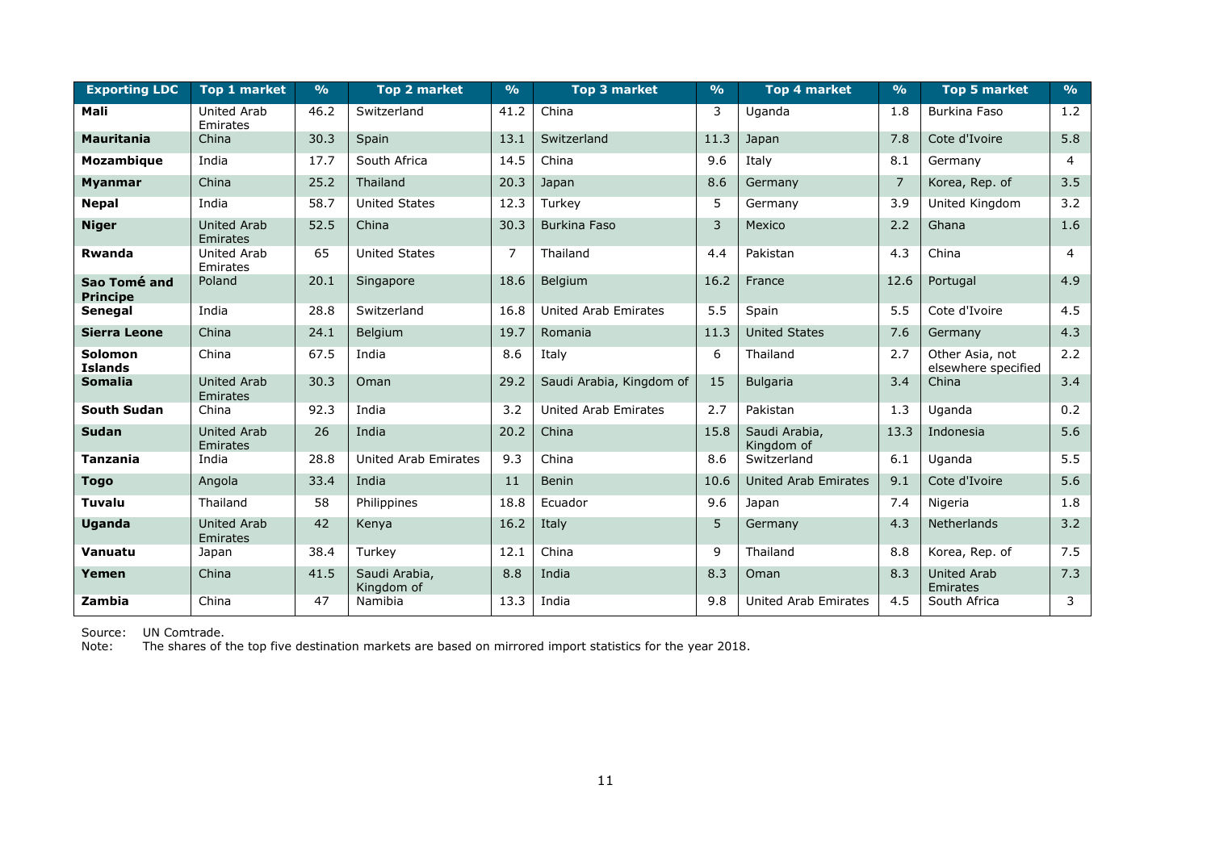| Exporting LDC | Top 1 market | % | Top 2 market | % | Top 3 market | % | Top 4 market | % | Top 5 market | % |
|---|---|---|---|---|---|---|---|---|---|---|
| **Mali** | United Arab Emirates | 46.2 | Switzerland | 41.2 | China | 3 | Uganda | 1.8 | Burkina Faso | 1.2 |
| **Mauritania** | China | 30.3 | Spain | 13.1 | Switzerland | 11.3 | Japan | 7.8 | Cote d'Ivoire | 5.8 |
| **Mozambique** | India | 17.7 | South Africa | 14.5 | China | 9.6 | Italy | 8.1 | Germany | 4 |
| **Myanmar** | China | 25.2 | Thailand | 20.3 | Japan | 8.6 | Germany | 7 | Korea, Rep. of | 3.5 |
| **Nepal** | India | 58.7 | United States | 12.3 | Turkey | 5 | Germany | 3.9 | United Kingdom | 3.2 |
| **Niger** | United Arab Emirates | 52.5 | China | 30.3 | Burkina Faso | 3 | Mexico | 2.2 | Ghana | 1.6 |
| **Rwanda** | United Arab Emirates | 65 | United States | 7 | Thailand | 4.4 | Pakistan | 4.3 | China | 4 |
| **Sao Tomé and Principe** | Poland | 20.1 | Singapore | 18.6 | Belgium | 16.2 | France | 12.6 | Portugal | 4.9 |
| **Senegal** | India | 28.8 | Switzerland | 16.8 | United Arab Emirates | 5.5 | Spain | 5.5 | Cote d'Ivoire | 4.5 |
| **Sierra Leone** | China | 24.1 | Belgium | 19.7 | Romania | 11.3 | United States | 7.6 | Germany | 4.3 |
| **Solomon Islands** | China | 67.5 | India | 8.6 | Italy | 6 | Thailand | 2.7 | Other Asia, not elsewhere specified | 2.2 |
| **Somalia** | United Arab Emirates | 30.3 | Oman | 29.2 | Saudi Arabia, Kingdom of | 15 | Bulgaria | 3.4 | China | 3.4 |
| **South Sudan** | China | 92.3 | India | 3.2 | United Arab Emirates | 2.7 | Pakistan | 1.3 | Uganda | 0.2 |
| **Sudan** | United Arab Emirates | 26 | India | 20.2 | China | 15.8 | Saudi Arabia, Kingdom of | 13.3 | Indonesia | 5.6 |
| **Tanzania** | India | 28.8 | United Arab Emirates | 9.3 | China | 8.6 | Switzerland | 6.1 | Uganda | 5.5 |
| **Togo** | Angola | 33.4 | India | 11 | Benin | 10.6 | United Arab Emirates | 9.1 | Cote d'Ivoire | 5.6 |
| **Tuvalu** | Thailand | 58 | Philippines | 18.8 | Ecuador | 9.6 | Japan | 7.4 | Nigeria | 1.8 |
| **Uganda** | United Arab Emirates | 42 | Kenya | 16.2 | Italy | 5 | Germany | 4.3 | Netherlands | 3.2 |
| **Vanuatu** | Japan | 38.4 | Turkey | 12.1 | China | 9 | Thailand | 8.8 | Korea, Rep. of | 7.5 |
| **Yemen** | China | 41.5 | Saudi Arabia, Kingdom of | 8.8 | India | 8.3 | Oman | 8.3 | United Arab Emirates | 7.3 |
| **Zambia** | China | 47 | Namibia | 13.3 | India | 9.8 | United Arab Emirates | 4.5 | South Africa | 3 |

Source: UN Comtrade.
Note: The shares of the top five destination markets are based on mirrored import statistics for the year 2018.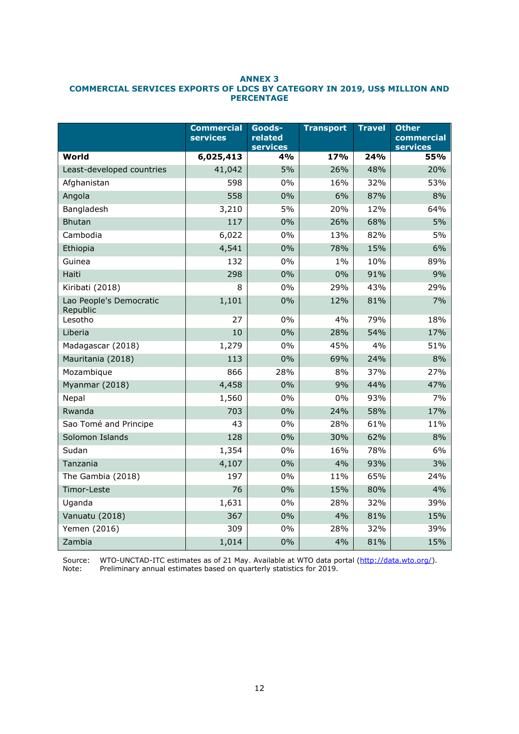**ANNEX 3**
**COMMERCIAL SERVICES EXPORTS OF LDCS BY CATEGORY IN 2019, US$ MILLION AND PERCENTAGE**

| | Commercial services | Goods-related services | Transport | Travel | Other commercial services |
|---|---|---|---|---|---|
| **World** | **6,025,413** | **4%** | **17%** | **24%** | **55%** |
| Least-developed countries | 41,042 | 5% | 26% | 48% | 20% |
| Afghanistan | 598 | 0% | 16% | 32% | 53% |
| Angola | 558 | 0% | 6% | 87% | 8% |
| Bangladesh | 3,210 | 5% | 20% | 12% | 64% |
| Bhutan | 117 | 0% | 26% | 68% | 5% |
| Cambodia | 6,022 | 0% | 13% | 82% | 5% |
| Ethiopia | 4,541 | 0% | 78% | 15% | 6% |
| Guinea | 132 | 0% | 1% | 10% | 89% |
| Haiti | 298 | 0% | 0% | 91% | 9% |
| Kiribati (2018) | 8 | 0% | 29% | 43% | 29% |
| Lao People's Democratic Republic | 1,101 | 0% | 12% | 81% | 7% |
| Lesotho | 27 | 0% | 4% | 79% | 18% |
| Liberia | 10 | 0% | 28% | 54% | 17% |
| Madagascar (2018) | 1,279 | 0% | 45% | 4% | 51% |
| Mauritania (2018) | 113 | 0% | 69% | 24% | 8% |
| Mozambique | 866 | 28% | 8% | 37% | 27% |
| Myanmar (2018) | 4,458 | 0% | 9% | 44% | 47% |
| Nepal | 1,560 | 0% | 0% | 93% | 7% |
| Rwanda | 703 | 0% | 24% | 58% | 17% |
| Sao Tomé and Principe | 43 | 0% | 28% | 61% | 11% |
| Solomon Islands | 128 | 0% | 30% | 62% | 8% |
| Sudan | 1,354 | 0% | 16% | 78% | 6% |
| Tanzania | 4,107 | 0% | 4% | 93% | 3% |
| The Gambia (2018) | 197 | 0% | 11% | 65% | 24% |
| Timor-Leste | 76 | 0% | 15% | 80% | 4% |
| Uganda | 1,631 | 0% | 28% | 32% | 39% |
| Vanuatu (2018) | 367 | 0% | 4% | 81% | 15% |
| Yemen (2016) | 309 | 0% | 28% | 32% | 39% |
| Zambia | 1,014 | 0% | 4% | 81% | 15% |

Source: WTO-UNCTAD-ITC estimates as of 21 May. Available at WTO data portal (http://data.wto.org/).
Note: Preliminary annual estimates based on quarterly statistics for 2019.